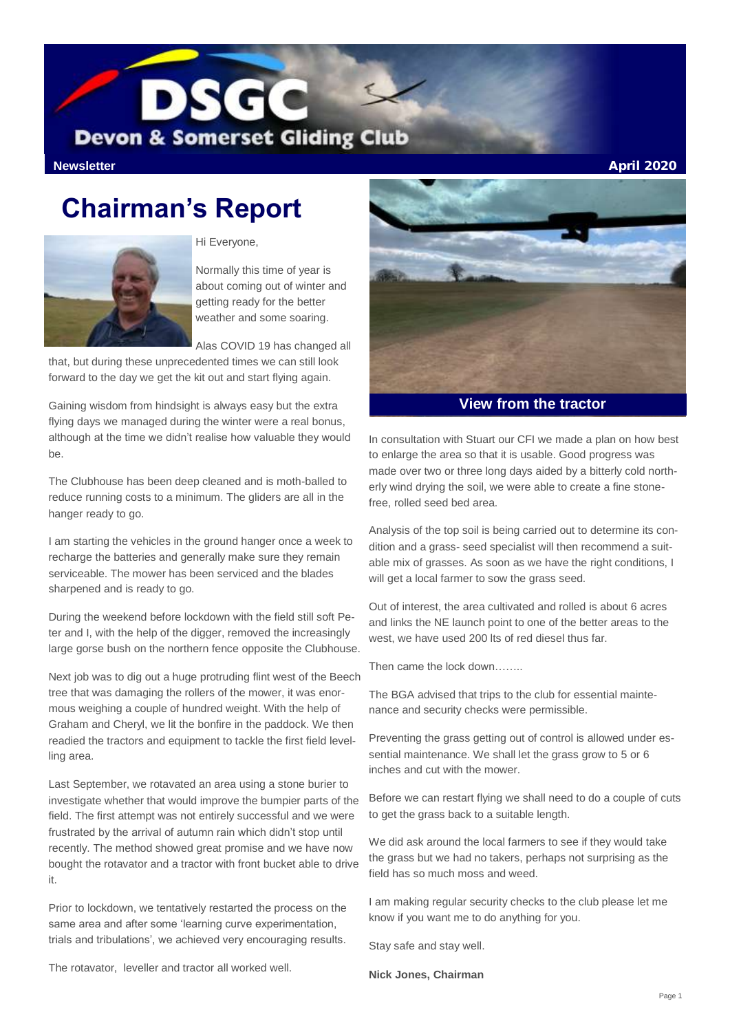# DSGC

Devon & Somerset Gliding Club

Newsletter — April 2020

# Chairman's Report

Hi Everyone,

Normally this time of year is about coming out of winter and getting ready for the better weather and some soaring.

Alas COVID 19 has changed all that, but during these unprecedented times we can still look forward to the day we get the kit out and start flying again.

Gaining wisdom from hindsight is always easy but the extra flying days we managed during the winter were a real bonus, although at the time we didn't realise how valuable they would be.

The Clubhouse has been deep cleaned and is moth-balled to reduce running costs to a minimum. The gliders are all in the hanger ready to go.

I am starting the vehicles in the ground hanger once a week to recharge the batteries and generally make sure they remain serviceable. The mower has been serviced and the blades sharpened and is ready to go.

During the weekend before lockdown with the field still soft Peter and I, with the help of the digger, removed the increasingly large gorse bush on the northern fence opposite the Clubhouse.

Next job was to dig out a huge protruding flint west of the Beech tree that was damaging the rollers of the mower, it was enormous weighing a couple of hundred weight. With the help of Graham and Cheryl, we lit the bonfire in the paddock. We then readied the tractors and equipment to tackle the first field levelling area.

Last September, we rotavated an area using a stone burier to investigate whether that would improve the bumpier parts of the field. The first attempt was not entirely successful and we were frustrated by the arrival of autumn rain which didn't stop until recently. The method showed great promise and we have now bought the rotavator and a tractor with front bucket able to drive it.

Prior to lockdown, we tentatively restarted the process on the same area and after some 'learning curve experimentation, trials and tribulations', we achieved very encouraging results.

The rotavator, leveller and tractor all worked well.

**View from the tractor**

In consultation with Stuart our CFI we made a plan on how best to enlarge the area so that it is usable. Good progress was made over two or three long days aided by a bitterly cold northerly wind drying the soil, we were able to create a fine stone-free, rolled seed bed area.

Analysis of the top soil is being carried out to determine its condition and a grass- seed specialist will then recommend a suitable mix of grasses. As soon as we have the right conditions, I will get a local farmer to sow the grass seed.

Out of interest, the area cultivated and rolled is about 6 acres and links the NE launch point to one of the better areas to the west, we have used 200 lts of red diesel thus far.

Then came the lock down……..

The BGA advised that trips to the club for essential maintenance and security checks were permissible.

Preventing the grass getting out of control is allowed under essential maintenance. We shall let the grass grow to 5 or 6 inches and cut with the mower.

Before we can restart flying we shall need to do a couple of cuts to get the grass back to a suitable length.

We did ask around the local farmers to see if they would take the grass but we had no takers, perhaps not surprising as the field has so much moss and weed.

I am making regular security checks to the club please let me know if you want me to do anything for you.

Stay safe and stay well.

**Nick Jones, Chairman**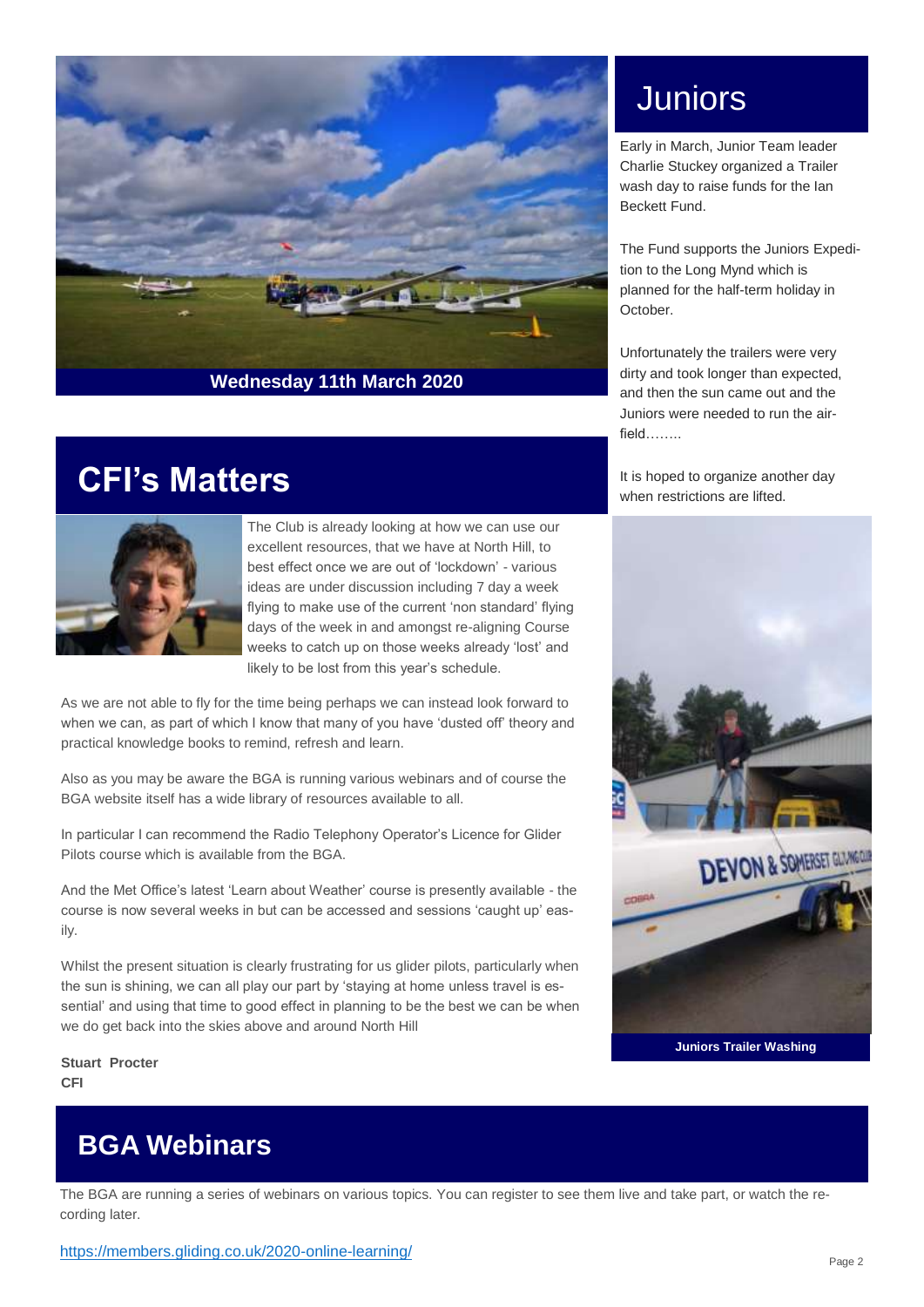Wednesday 11th March 2020

## Juniors

Early in March, Junior Team leader Charlie Stuckey organized a Trailer wash day to raise funds for the Ian Beckett Fund.

The Fund supports the Juniors Expedition to the Long Mynd which is planned for the half-term holiday in October.

Unfortunately the trailers were very dirty and took longer than expected, and then the sun came out and the Juniors were needed to run the airfield……..

It is hoped to organize another day when restrictions are lifted.

Juniors Trailer Washing

## CFI's Matters

The Club is already looking at how we can use our excellent resources, that we have at North Hill, to best effect once we are out of 'lockdown' - various ideas are under discussion including 7 day a week flying to make use of the current 'non standard' flying days of the week in and amongst re-aligning Course weeks to catch up on those weeks already 'lost' and likely to be lost from this year's schedule.

As we are not able to fly for the time being perhaps we can instead look forward to when we can, as part of which I know that many of you have 'dusted off' theory and practical knowledge books to remind, refresh and learn.

Also as you may be aware the BGA is running various webinars and of course the BGA website itself has a wide library of resources available to all.

In particular I can recommend the Radio Telephony Operator's Licence for Glider Pilots course which is available from the BGA.

And the Met Office's latest 'Learn about Weather' course is presently available - the course is now several weeks in but can be accessed and sessions 'caught up' easily.

Whilst the present situation is clearly frustrating for us glider pilots, particularly when the sun is shining, we can all play our part by 'staying at home unless travel is essential' and using that time to good effect in planning to be the best we can be when we do get back into the skies above and around North Hill

**Stuart Procter**
**CFI**

## BGA Webinars

The BGA are running a series of webinars on various topics. You can register to see them live and take part, or watch the recording later.

https://members.gliding.co.uk/2020-online-learning/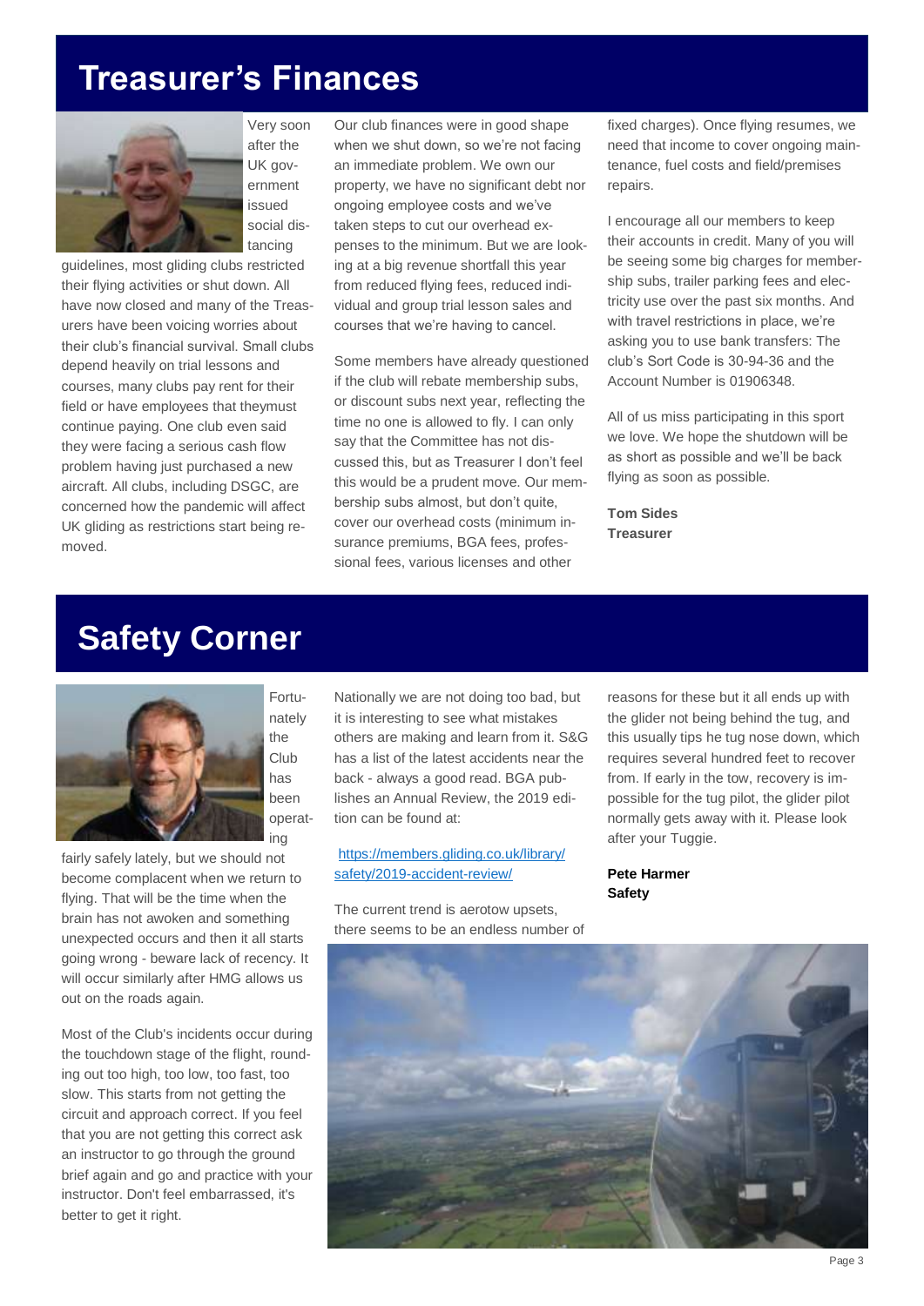# Treasurer's Finances

Very soon after the UK government issued social distancing guidelines, most gliding clubs restricted their flying activities or shut down. All have now closed and many of the Treasurers have been voicing worries about their club's financial survival. Small clubs depend heavily on trial lessons and courses, many clubs pay rent for their field or have employees that theymust continue paying. One club even said they were facing a serious cash flow problem having just purchased a new aircraft. All clubs, including DSGC, are concerned how the pandemic will affect UK gliding as restrictions start being removed.

Our club finances were in good shape when we shut down, so we're not facing an immediate problem. We own our property, we have no significant debt nor ongoing employee costs and we've taken steps to cut our overhead expenses to the minimum. But we are looking at a big revenue shortfall this year from reduced flying fees, reduced individual and group trial lesson sales and courses that we're having to cancel.

Some members have already questioned if the club will rebate membership subs, or discount subs next year, reflecting the time no one is allowed to fly. I can only say that the Committee has not discussed this, but as Treasurer I don't feel this would be a prudent move. Our membership subs almost, but don't quite, cover our overhead costs (minimum insurance premiums, BGA fees, professional fees, various licenses and other fixed charges). Once flying resumes, we need that income to cover ongoing maintenance, fuel costs and field/premises repairs.

I encourage all our members to keep their accounts in credit. Many of you will be seeing some big charges for membership subs, trailer parking fees and electricity use over the past six months. And with travel restrictions in place, we're asking you to use bank transfers: The club's Sort Code is 30-94-36 and the Account Number is 01906348.

All of us miss participating in this sport we love. We hope the shutdown will be as short as possible and we'll be back flying as soon as possible.

**Tom Sides**
**Treasurer**

# Safety Corner

Fortunately the Club has been operating fairly safely lately, but we should not become complacent when we return to flying. That will be the time when the brain has not awoken and something unexpected occurs and then it all starts going wrong - beware lack of recency. It will occur similarly after HMG allows us out on the roads again.

Most of the Club's incidents occur during the touchdown stage of the flight, rounding out too high, too low, too fast, too slow. This starts from not getting the circuit and approach correct. If you feel that you are not getting this correct ask an instructor to go through the ground brief again and go and practice with your instructor. Don't feel embarrassed, it's better to get it right.

Nationally we are not doing too bad, but it is interesting to see what mistakes others are making and learn from it. S&G has a list of the latest accidents near the back - always a good read. BGA publishes an Annual Review, the 2019 edition can be found at:

[https://members.gliding.co.uk/library/safety/2019-accident-review/](https://members.gliding.co.uk/library/safety/2019-accident-review/)

The current trend is aerotow upsets, there seems to be an endless number of reasons for these but it all ends up with the glider not being behind the tug, and this usually tips he tug nose down, which requires several hundred feet to recover from. If early in the tow, recovery is impossible for the tug pilot, the glider pilot normally gets away with it. Please look after your Tuggie.

**Pete Harmer**
**Safety**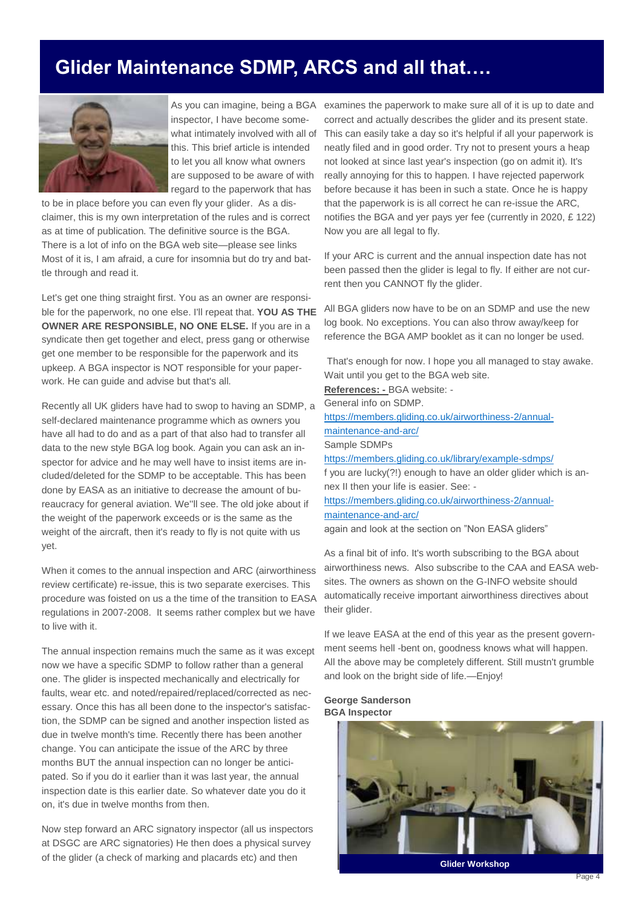# Glider Maintenance SDMP, ARCS and all that….

As you can imagine, being a BGA inspector, I have become somewhat intimately involved with all of this. This brief article is intended to let you all know what owners are supposed to be aware of with regard to the paperwork that has to be in place before you can even fly your glider. As a disclaimer, this is my own interpretation of the rules and is correct as at time of publication. The definitive source is the BGA. There is a lot of info on the BGA web site—please see links Most of it is, I am afraid, a cure for insomnia but do try and battle through and read it.

Let's get one thing straight first. You as an owner are responsible for the paperwork, no one else. I'll repeat that. **YOU AS THE OWNER ARE RESPONSIBLE, NO ONE ELSE.** If you are in a syndicate then get together and elect, press gang or otherwise get one member to be responsible for the paperwork and its upkeep. A BGA inspector is NOT responsible for your paperwork. He can guide and advise but that's all.

Recently all UK gliders have had to swop to having an SDMP, a self-declared maintenance programme which as owners you have all had to do and as a part of that also had to transfer all data to the new style BGA log book. Again you can ask an inspector for advice and he may well have to insist items are included/deleted for the SDMP to be acceptable. This has been done by EASA as an initiative to decrease the amount of bureaucracy for general aviation. We''ll see. The old joke about if the weight of the paperwork exceeds or is the same as the weight of the aircraft, then it's ready to fly is not quite with us yet.

When it comes to the annual inspection and ARC (airworthiness review certificate) re-issue, this is two separate exercises. This procedure was foisted on us a the time of the transition to EASA regulations in 2007-2008. It seems rather complex but we have to live with it.

The annual inspection remains much the same as it was except now we have a specific SDMP to follow rather than a general one. The glider is inspected mechanically and electrically for faults, wear etc. and noted/repaired/replaced/corrected as necessary. Once this has all been done to the inspector's satisfaction, the SDMP can be signed and another inspection listed as due in twelve month's time. Recently there has been another change. You can anticipate the issue of the ARC by three months BUT the annual inspection can no longer be anticipated. So if you do it earlier than it was last year, the annual inspection date is this earlier date. So whatever date you do it on, it's due in twelve months from then.

Now step forward an ARC signatory inspector (all us inspectors at DSGC are ARC signatories) He then does a physical survey of the glider (a check of marking and placards etc) and then examines the paperwork to make sure all of it is up to date and correct and actually describes the glider and its present state. This can easily take a day so it's helpful if all your paperwork is neatly filed and in good order. Try not to present yours a heap not looked at since last year's inspection (go on admit it). It's really annoying for this to happen. I have rejected paperwork before because it has been in such a state. Once he is happy that the paperwork is is all correct he can re-issue the ARC, notifies the BGA and yer pays yer fee (currently in 2020, £ 122) Now you are all legal to fly.

If your ARC is current and the annual inspection date has not been passed then the glider is legal to fly. If either are not current then you CANNOT fly the glider.

All BGA gliders now have to be on an SDMP and use the new log book. No exceptions. You can also throw away/keep for reference the BGA AMP booklet as it can no longer be used.

That's enough for now. I hope you all managed to stay awake. Wait until you get to the BGA web site.

**References: -** BGA website: -

General info on SDMP.

https://members.gliding.co.uk/airworthiness-2/annual-maintenance-and-arc/

Sample SDMPs

https://members.gliding.co.uk/library/example-sdmps/

f you are lucky(?!) enough to have an older glider which is annex II then your life is easier. See: -

https://members.gliding.co.uk/airworthiness-2/annual-maintenance-and-arc/

again and look at the section on "Non EASA gliders"

As a final bit of info. It's worth subscribing to the BGA about airworthiness news. Also subscribe to the CAA and EASA websites. The owners as shown on the G-INFO website should automatically receive important airworthiness directives about their glider.

If we leave EASA at the end of this year as the present government seems hell -bent on, goodness knows what will happen. All the above may be completely different. Still mustn't grumble and look on the bright side of life.—Enjoy!

**George Sanderson**
**BGA Inspector**

Glider Workshop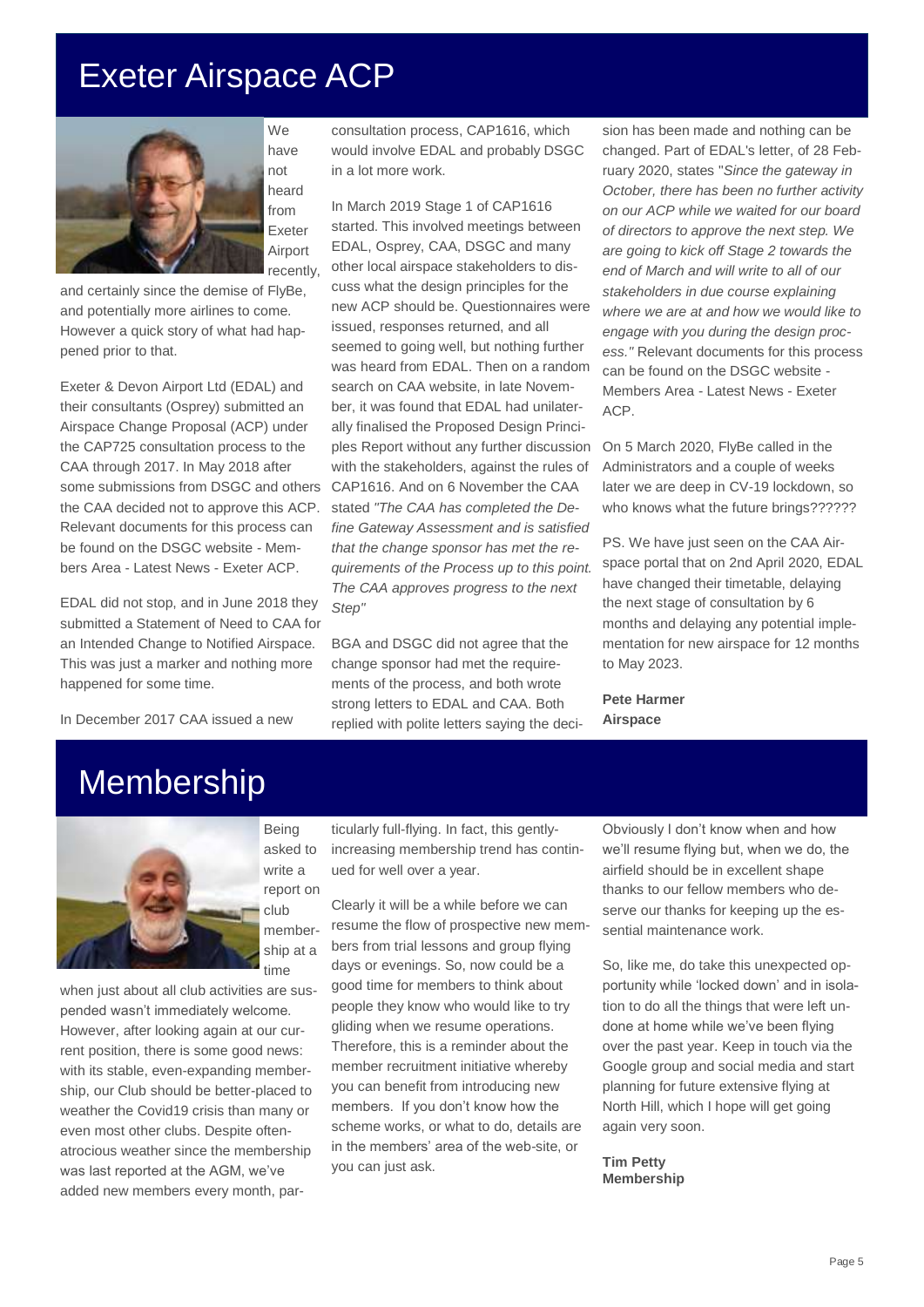# Exeter Airspace ACP

We have not heard from Exeter Airport recently, and certainly since the demise of FlyBe, and potentially more airlines to come. However a quick story of what had happened prior to that.

Exeter & Devon Airport Ltd (EDAL) and their consultants (Osprey) submitted an Airspace Change Proposal (ACP) under the CAP725 consultation process to the CAA through 2017. In May 2018 after some submissions from DSGC and others the CAA decided not to approve this ACP. Relevant documents for this process can be found on the DSGC website - Members Area - Latest News - Exeter ACP.

EDAL did not stop, and in June 2018 they submitted a Statement of Need to CAA for an Intended Change to Notified Airspace. This was just a marker and nothing more happened for some time.

In December 2017 CAA issued a new consultation process, CAP1616, which would involve EDAL and probably DSGC in a lot more work.

In March 2019 Stage 1 of CAP1616 started. This involved meetings between EDAL, Osprey, CAA, DSGC and many other local airspace stakeholders to discuss what the design principles for the new ACP should be. Questionnaires were issued, responses returned, and all seemed to going well, but nothing further was heard from EDAL. Then on a random search on CAA website, in late November, it was found that EDAL had unilaterally finalised the Proposed Design Principles Report without any further discussion with the stakeholders, against the rules of CAP1616. And on 6 November the CAA stated *"The CAA has completed the Define Gateway Assessment and is satisfied that the change sponsor has met the requirements of the Process up to this point. The CAA approves progress to the next Step"*

BGA and DSGC did not agree that the change sponsor had met the requirements of the process, and both wrote strong letters to EDAL and CAA. Both replied with polite letters saying the decision has been made and nothing can be changed. Part of EDAL's letter, of 28 February 2020, states "*Since the gateway in October, there has been no further activity on our ACP while we waited for our board of directors to approve the next step. We are going to kick off Stage 2 towards the end of March and will write to all of our stakeholders in due course explaining where we are at and how we would like to engage with you during the design process."* Relevant documents for this process can be found on the DSGC website - Members Area - Latest News - Exeter ACP.

On 5 March 2020, FlyBe called in the Administrators and a couple of weeks later we are deep in CV-19 lockdown, so who knows what the future brings??????

PS. We have just seen on the CAA Airspace portal that on 2nd April 2020, EDAL have changed their timetable, delaying the next stage of consultation by 6 months and delaying any potential implementation for new airspace for 12 months to May 2023.

**Pete Harmer**
**Airspace**

# Membership

Being asked to write a report on club membership at a time when just about all club activities are suspended wasn't immediately welcome. However, after looking again at our current position, there is some good news: with its stable, even-expanding membership, our Club should be better-placed to weather the Covid19 crisis than many or even most other clubs. Despite often-atrocious weather since the membership was last reported at the AGM, we've added new members every month, particularly full-flying. In fact, this gently-increasing membership trend has continued for well over a year.

Clearly it will be a while before we can resume the flow of prospective new members from trial lessons and group flying days or evenings. So, now could be a good time for members to think about people they know who would like to try gliding when we resume operations. Therefore, this is a reminder about the member recruitment initiative whereby you can benefit from introducing new members. If you don't know how the scheme works, or what to do, details are in the members' area of the web-site, or you can just ask.

Obviously I don't know when and how we'll resume flying but, when we do, the airfield should be in excellent shape thanks to our fellow members who deserve our thanks for keeping up the essential maintenance work.

So, like me, do take this unexpected opportunity while 'locked down' and in isolation to do all the things that were left undone at home while we've been flying over the past year. Keep in touch via the Google group and social media and start planning for future extensive flying at North Hill, which I hope will get going again very soon.

**Tim Petty**
**Membership**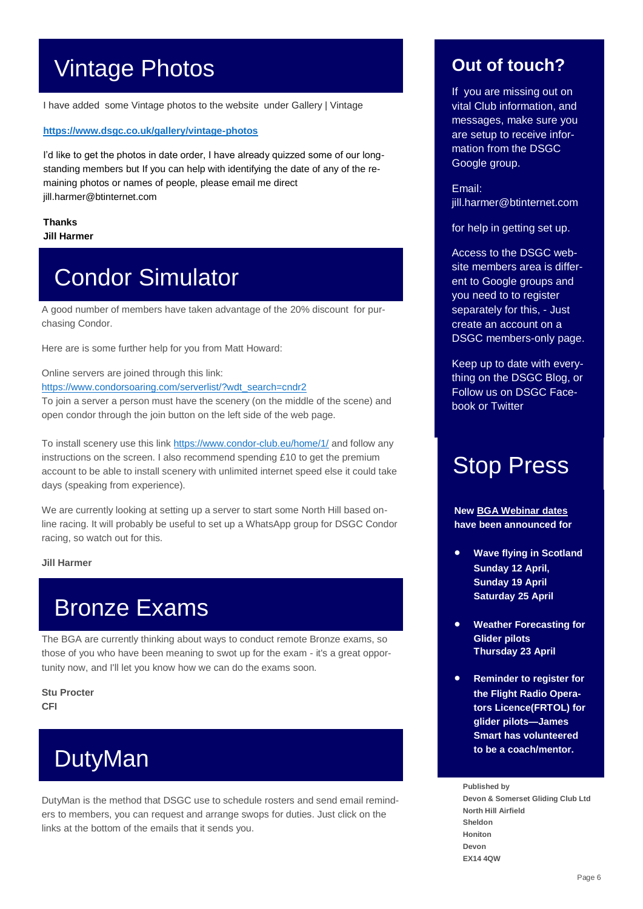# Vintage Photos

I have added some Vintage photos to the website under Gallery | Vintage

**https://www.dsgc.co.uk/gallery/vintage-photos**

I'd like to get the photos in date order, I have already quizzed some of our long-standing members but If you can help with identifying the date of any of the remaining photos or names of people, please email me direct jill.harmer@btinternet.com

**Thanks**
**Jill Harmer**

# Condor Simulator

A good number of members have taken advantage of the 20% discount for purchasing Condor.

Here are is some further help for you from Matt Howard:

Online servers are joined through this link:
https://www.condorsoaring.com/serverlist/?wdt_search=cndr2
To join a server a person must have the scenery (on the middle of the scene) and open condor through the join button on the left side of the web page.

To install scenery use this link https://www.condor-club.eu/home/1/ and follow any instructions on the screen. I also recommend spending £10 to get the premium account to be able to install scenery with unlimited internet speed else it could take days (speaking from experience).

We are currently looking at setting up a server to start some North Hill based online racing. It will probably be useful to set up a WhatsApp group for DSGC Condor racing, so watch out for this.

**Jill Harmer**

# Bronze Exams

The BGA are currently thinking about ways to conduct remote Bronze exams, so those of you who have been meaning to swot up for the exam - it's a great opportunity now, and I'll let you know how we can do the exams soon.

**Stu Procter**
**CFI**

# DutyMan

DutyMan is the method that DSGC use to schedule rosters and send email reminders to members, you can request and arrange swops for duties. Just click on the links at the bottom of the emails that it sends you.

## Out of touch?

If you are missing out on vital Club information, and messages, make sure you are setup to receive information from the DSGC Google group.

Email:
jill.harmer@btinternet.com

for help in getting set up.

Access to the DSGC website members area is different to Google groups and you need to to register separately for this, - Just create an account on a DSGC members-only page.

Keep up to date with everything on the DSGC Blog, or Follow us on DSGC Facebook or Twitter

# Stop Press

**New BGA Webinar dates have been announced for**

- **Wave flying in Scotland**
  **Sunday 12 April,**
  **Sunday 19 April**
  **Saturday 25 April**
- **Weather Forecasting for Glider pilots**
  **Thursday 23 April**
- **Reminder to register for the Flight Radio Operators Licence(FRTOL) for glider pilots—James Smart has volunteered to be a coach/mentor.**

**Published by**
**Devon & Somerset Gliding Club Ltd**
**North Hill Airfield**
**Sheldon**
**Honiton**
**Devon**
**EX14 4QW**